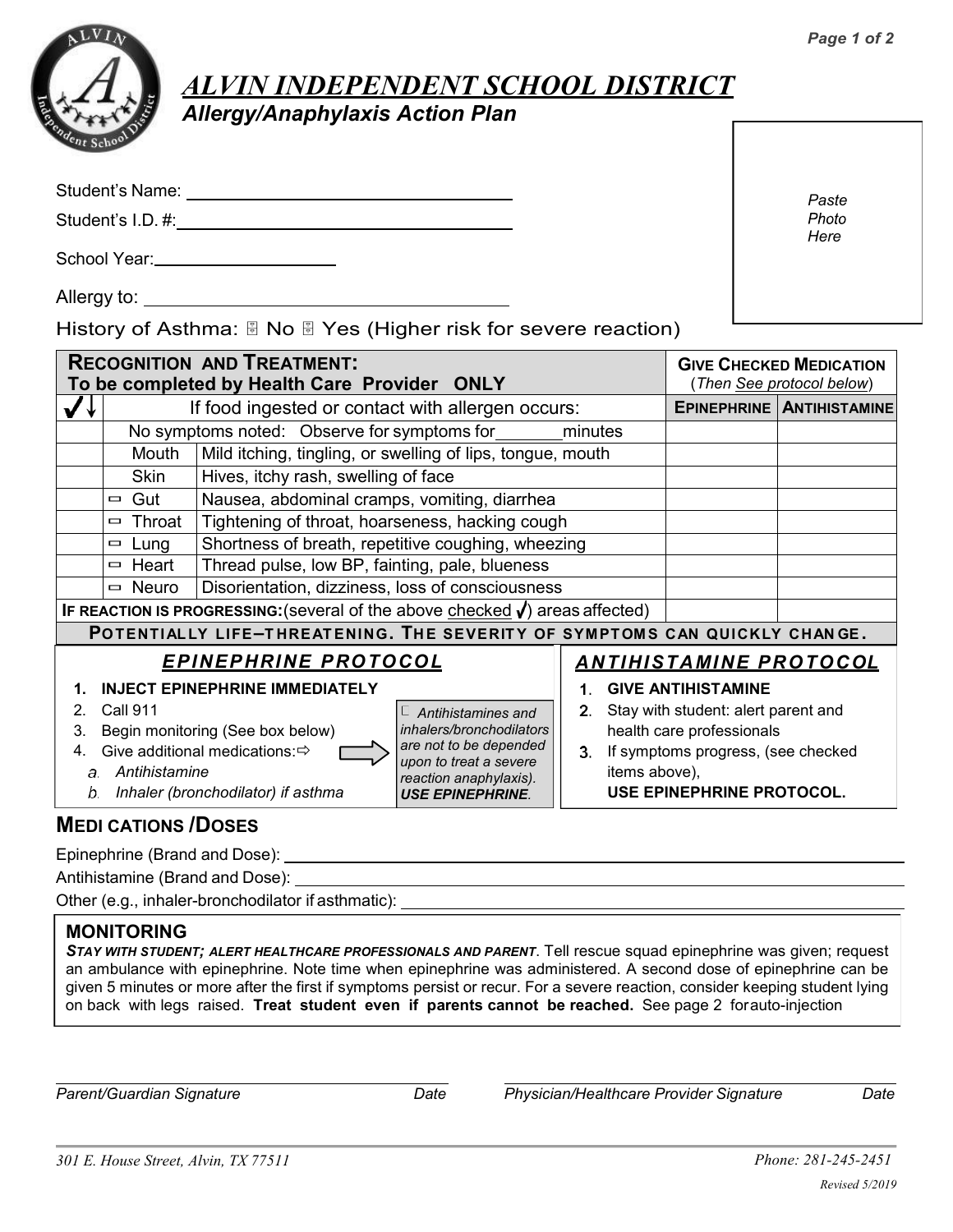# ALVIN INDEPENDENT SCHOOL DISTRICT

## Allergy/Anaphylaxis Action Plan

Student's Name: ______________________________

Student's I.D. #: ______________________________

School Year: ____________________

Allergy to: ______________________________

History of Asthma: ☐ No ☐ Yes (Higher risk for severe reaction)

*Paste Photo Here*

| **RECOGNITION AND TREATMENT: To be completed by Health Care Provider ONLY** | | | **GIVE CHECKED MEDICATION** (*Then See protocol below*) | |
|---|---|---|---|---|
| ✓↓ | If food ingested or contact with allergen occurs: | | **EPINEPHRINE** | **ANTIHISTAMINE** |
| | No symptoms noted: Observe for symptoms for _______ minutes | | | |
| | Mouth | Mild itching, tingling, or swelling of lips, tongue, mouth | | |
| | Skin | Hives, itchy rash, swelling of face | | |
| | ☐ Gut | Nausea, abdominal cramps, vomiting, diarrhea | | |
| | ☐ Throat | Tightening of throat, hoarseness, hacking cough | | |
| | ☐ Lung | Shortness of breath, repetitive coughing, wheezing | | |
| | ☐ Heart | Thread pulse, low BP, fainting, pale, blueness | | |
| | ☐ Neuro | Disorientation, dizziness, loss of consciousness | | |
| **IF REACTION IS PROGRESSING:** (several of the above checked ✓) areas affected) | | | | |

**POTENTIALLY LIFE–THREATENING. THE SEVERITY OF SYMPTOMS CAN QUICKLY CHANGE.**

### *EPINEPHRINE PROTOCOL*

1. **INJECT EPINEPHRINE IMMEDIATELY**
2. Call 911
3. Begin monitoring (See box below)
4. Give additional medications: ⇨
   a. *Antihistamine*
   b. *Inhaler (bronchodilator) if asthma*

*☐ Antihistamines and inhalers/bronchodilators are not to be depended upon to treat a severe reaction anaphylaxis). **USE EPINEPHRINE**.*

### *ANTIHISTAMINE PROTOCOL*

1. **GIVE ANTIHISTAMINE**
2. Stay with student: alert parent and health care professionals
3. If symptoms progress, (see checked items above), **USE EPINEPHRINE PROTOCOL.**

## MEDICATIONS /DOSES

Epinephrine (Brand and Dose): ______________________________

Antihistamine (Brand and Dose): ______________________________

Other (e.g., inhaler-bronchodilator if asthmatic): ______________________________

## MONITORING

***STAY WITH STUDENT; ALERT HEALTHCARE PROFESSIONALS AND PARENT***. Tell rescue squad epinephrine was given; request an ambulance with epinephrine. Note time when epinephrine was administered. A second dose of epinephrine can be given 5 minutes or more after the first if symptoms persist or recur. For a severe reaction, consider keeping student lying on back with legs raised. **Treat student even if parents cannot be reached.** See page 2 for auto-injection

______________________________ ______________________________

*Parent/Guardian Signature* *Date* *Physician/Healthcare Provider Signature* *Date*

*301 E. House Street, Alvin, TX 77511* *Phone: 281-245-2451*

*Revised 5/2019*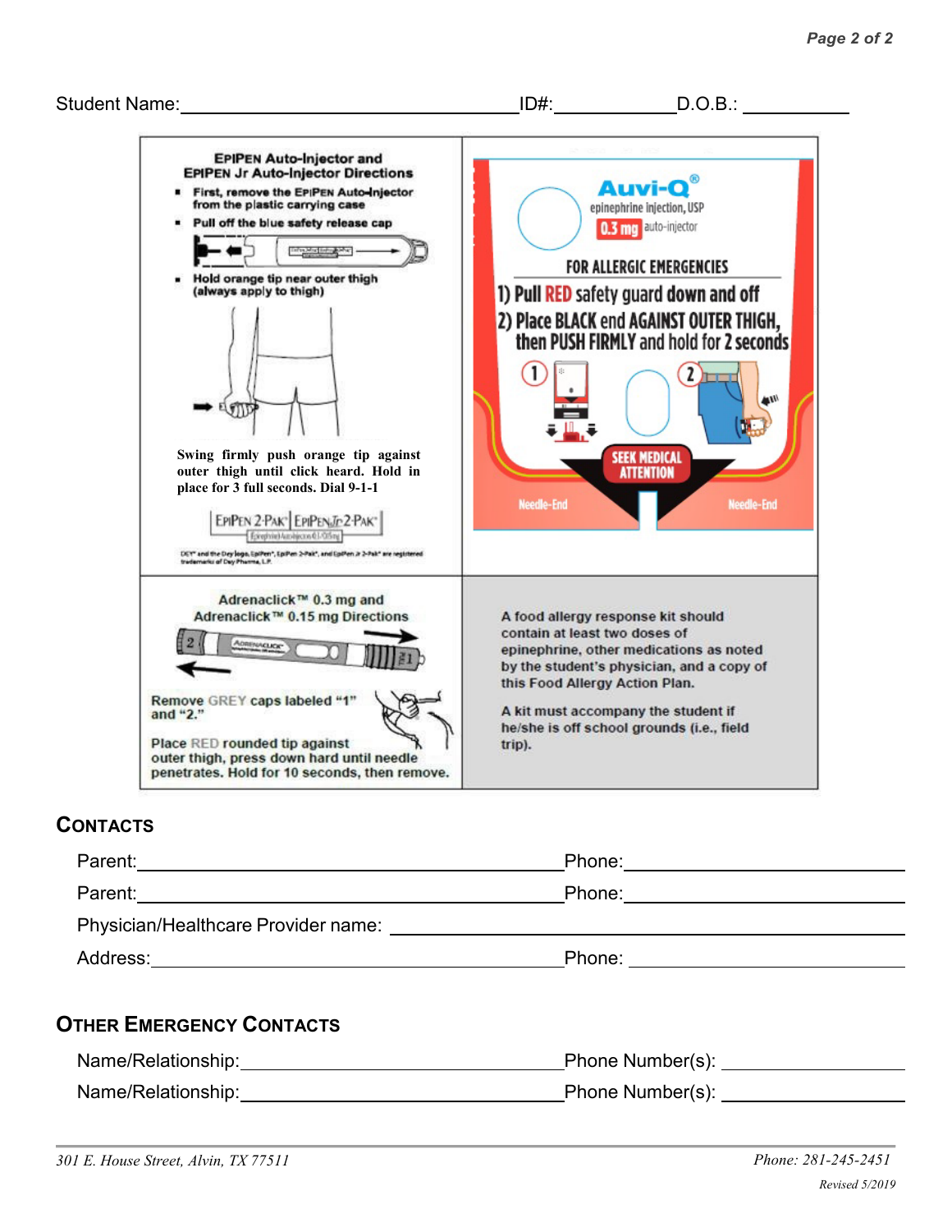Student Name:______________________________ID#:____________D.O.B.: __________

**EPIPEN Auto-Injector and EPIPEN Jr Auto-Injector Directions**

- First, remove the EPIPEN Auto-Injector from the plastic carrying case
- Pull off the blue safety release cap
- Hold orange tip near outer thigh (always apply to thigh)

Swing firmly push orange tip against outer thigh until click heard. Hold in place for 3 full seconds. Dial 9-1-1

EPIPEN 2-PAK® EPIPEN Jr 2-PAK®

DEY® and the Dey logo, EpiPen®, EpiPen 2-Pak®, and EpiPen Jr 2-Pak® are registered trademarks of Dey Pharma, L.P.

**Auvi-Q®**
epinephrine injection, USP
0.3 mg auto-injector

FOR ALLERGIC EMERGENCIES

1) Pull RED safety guard down and off
2) Place BLACK end AGAINST OUTER THIGH, then PUSH FIRMLY and hold for 2 seconds

SEEK MEDICAL ATTENTION

Needle-End Needle-End

**Adrenaclick™ 0.3 mg and Adrenaclick™ 0.15 mg Directions**

Remove GREY caps labeled "1" and "2."

Place RED rounded tip against outer thigh, press down hard until needle penetrates. Hold for 10 seconds, then remove.

A food allergy response kit should contain at least two doses of epinephrine, other medications as noted by the student's physician, and a copy of this Food Allergy Action Plan.

A kit must accompany the student if he/she is off school grounds (i.e., field trip).

## CONTACTS

Parent:_______________________________Phone:____________________

Parent:_______________________________Phone:____________________

Physician/Healthcare Provider name: ______________________________

Address:______________________________Phone: ____________________

## OTHER EMERGENCY CONTACTS

Name/Relationship:______________________Phone Number(s): ______________

Name/Relationship:______________________Phone Number(s): ______________

*301 E. House Street, Alvin, TX 77511* *Phone: 281-245-2451*

*Revised 5/2019*